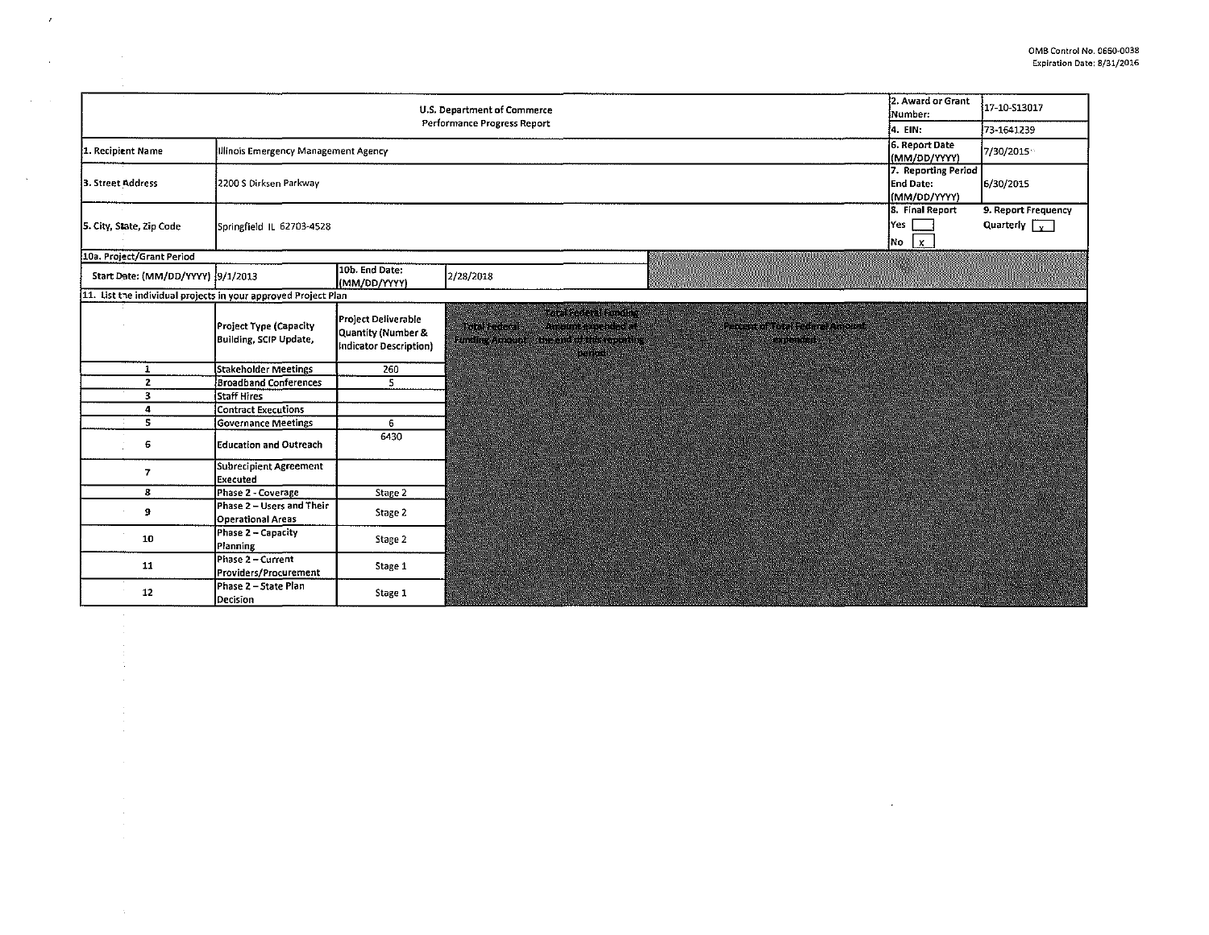OMB Control No. 0660-0038
Expiration Date: 8/31/2016

| U.S. Department of Commerce Performance Progress Report | | 2. Award or Grant Number: | 17-10-S13017 |
|---|---|---|---|
| | | 4. EIN: | 73-1641239 |
| 1. Recipient Name | Illinois Emergency Management Agency | 6. Report Date (MM/DD/YYYY) | 7/30/2015 |
| 3. Street Address | 2200 S Dirksen Parkway | 7. Reporting Period End Date: (MM/DD/YYYY) | 6/30/2015 |
| 5. City, State, Zip Code | Springfield IL 62703-4528 | 8. Final Report Yes [ ] No [x] | 9. Report Frequency Quarterly [x] |

| 10a. Project/Grant Period | | | |
|---|---|---|---|
| Start Date: (MM/DD/YYYY) | 9/1/2013 | 10b. End Date: (MM/DD/YYYY) | 2/28/2018 |

11. List the individual projects in your approved Project Plan

| | Project Type (Capacity Building, SCIP Update, | Project Deliverable Quantity (Number & Indicator Description) | Total Federal Funding Amount | Total Federal Funding Amount expended at the end of this reporting period | Percent of Total Federal Amount expended |
|---|---|---|---|---|---|
| 1 | Stakeholder Meetings | 260 | | | |
| 2 | Broadband Conferences | 5 | | | |
| 3 | Staff Hires | | | | |
| 4 | Contract Executions | | | | |
| 5 | Governance Meetings | 6 | | | |
| 6 | Education and Outreach | 6430 | | | |
| 7 | Subrecipient Agreement Executed | | | | |
| 8 | Phase 2 - Coverage | Stage 2 | | | |
| 9 | Phase 2 – Users and Their Operational Areas | Stage 2 | | | |
| 10 | Phase 2 – Capacity Planning | Stage 2 | | | |
| 11 | Phase 2 – Current Providers/Procurement | Stage 1 | | | |
| 12 | Phase 2 – State Plan Decision | Stage 1 | | | |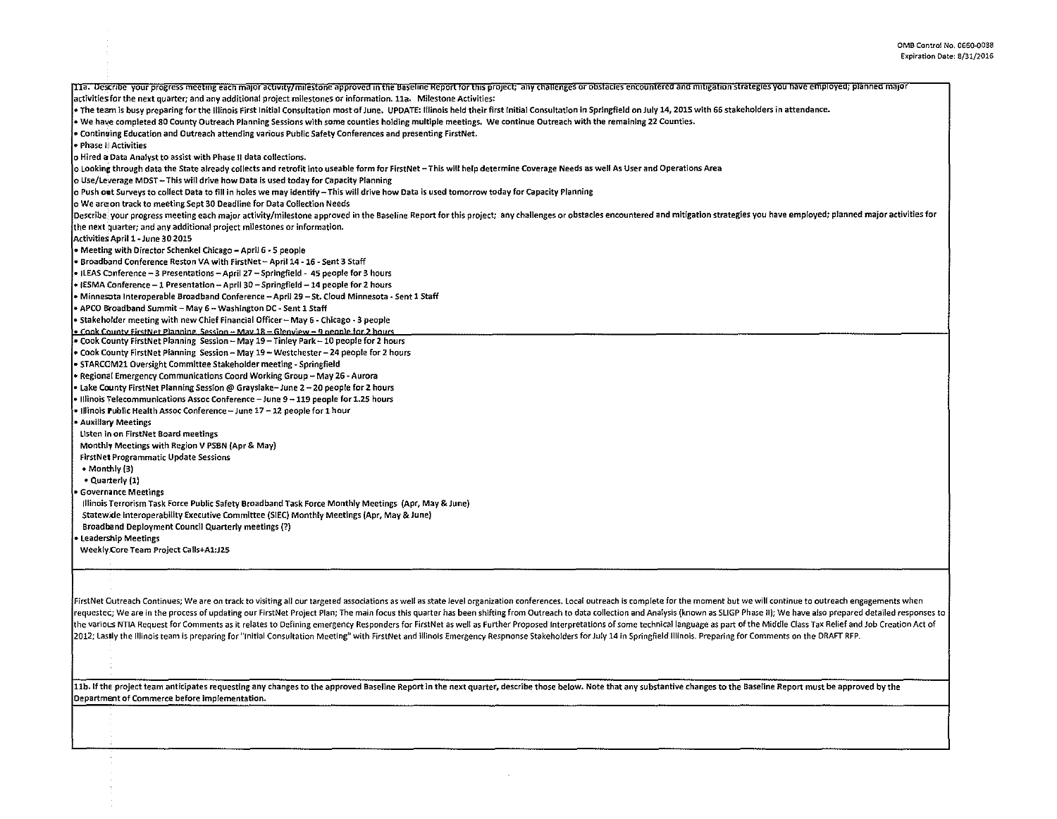11a. Describe your progress meeting each major activity/milestone approved in the Baseline Report for this project; any challenges or obstacles encountered and mitigation strategies you have employed; planned major activities for the next quarter; and any additional project milestones or information. 11a. Milestone Activities:

- The team is busy preparing for the Illinois First Initial Consultation most of June. UPDATE: Illinois held their first Initial Consultation in Springfield on July 14, 2015 with 66 stakeholders in attendance.
- We have completed 80 County Outreach Planning Sessions with some counties holding multiple meetings. We continue Outreach with the remaining 22 Counties.
- Continuing Education and Outreach attending various Public Safety Conferences and presenting FirstNet.
- Phase II Activities
  - o Hired a Data Analyst to assist with Phase II data collections.
  - o Looking through data the State already collects and retrofit into useable form for FirstNet – This will help determine Coverage Needs as well As User and Operations Area
  - o Use/Leverage MDST – This will drive how Data is used today for Capacity Planning
  - o Push out Surveys to collect Data to fill in holes we may identify – This will drive how Data is used tomorrow today for Capacity Planning
  - o We are on track to meeting Sept 30 Deadline for Data Collection Needs

Describe your progress meeting each major activity/milestone approved in the Baseline Report for this project; any challenges or obstacles encountered and mitigation strategies you have employed; planned major activities for the next quarter; and any additional project milestones or information.

Activities April 1 - June 30 2015

- Meeting with Director Schenkel Chicago – April 6 - 5 people
- Broadband Conference Reston VA with FirstNet – April 14 - 16 - Sent 3 Staff
- ILEAS Conference – 3 Presentations – April 27 – Springfield - 45 people for 3 hours
- IESMA Conference – 1 Presentation – April 30 – Springfield – 14 people for 2 hours
- Minnesota Interoperable Broadband Conference – April 29 – St. Cloud Minnesota - Sent 1 Staff
- APCO Broadband Summit – May 6 – Washington DC - Sent 1 Staff
- Stakeholder meeting with new Chief Financial Officer – May 6 - Chicago - 3 people
- Cook County FirstNet Planning Session – May 18 – Glenview – 9 people for 2 hours
- Cook County FirstNet Planning Session – May 19 – Tinley Park – 10 people for 2 hours
- Cook County FirstNet Planning Session – May 19 – Westchester – 24 people for 2 hours
- STARCCM21 Oversight Committee Stakeholder meeting - Springfield
- Regional Emergency Communications Coord Working Group – May 26 - Aurora
- Lake County FirstNet Planning Session @ Grayslake– June 2 – 20 people for 2 hours
- Illinois Telecommunications Assoc Conference – June 9 – 119 people for 1.25 hours
- Illinois Public Health Assoc Conference – June 17 – 12 people for 1 hour
- Auxiliary Meetings
  - Listen in on FirstNet Board meetings
  - Monthly Meetings with Region V PSBN (Apr & May)
  - FirstNet Programmatic Update Sessions
    - Monthly (3)
    - Quarterly (1)
- Governance Meetings
  - Illinois Terrorism Task Force Public Safety Broadband Task Force Monthly Meetings (Apr, May & June)
  - Statewide Interoperability Executive Committee (SIEC) Monthly Meetings (Apr, May & June)
  - Broadband Deployment Council Quarterly meetings (?)
- Leadership Meetings
  - Weekly Core Team Project Calls+A1:J25

FirstNet Outreach Continues; We are on track to visiting all our targeted associations as well as state level organization conferences. Local outreach is complete for the moment but we will continue to outreach engagements when requested; We are in the process of updating our FirstNet Project Plan; The main focus this quarter has been shifting from Outreach to data collection and Analysis (known as SLIGP Phase II); We have also prepared detailed responses to the various NTIA Request for Comments as it relates to Defining emergency Responders for FirstNet as well as Further Proposed Interpretations of some technical language as part of the Middle Class Tax Relief and Job Creation Act of 2012; Lastly the Illinois team is preparing for "Initial Consultation Meeting" with FirstNet and Illinois Emergency Respnonse Stakeholders for July 14 in Springfield Illinois. Preparing for Comments on the DRAFT RFP.

11b. If the project team anticipates requesting any changes to the approved Baseline Report in the next quarter, describe those below. Note that any substantive changes to the Baseline Report must be approved by the Department of Commerce before implementation.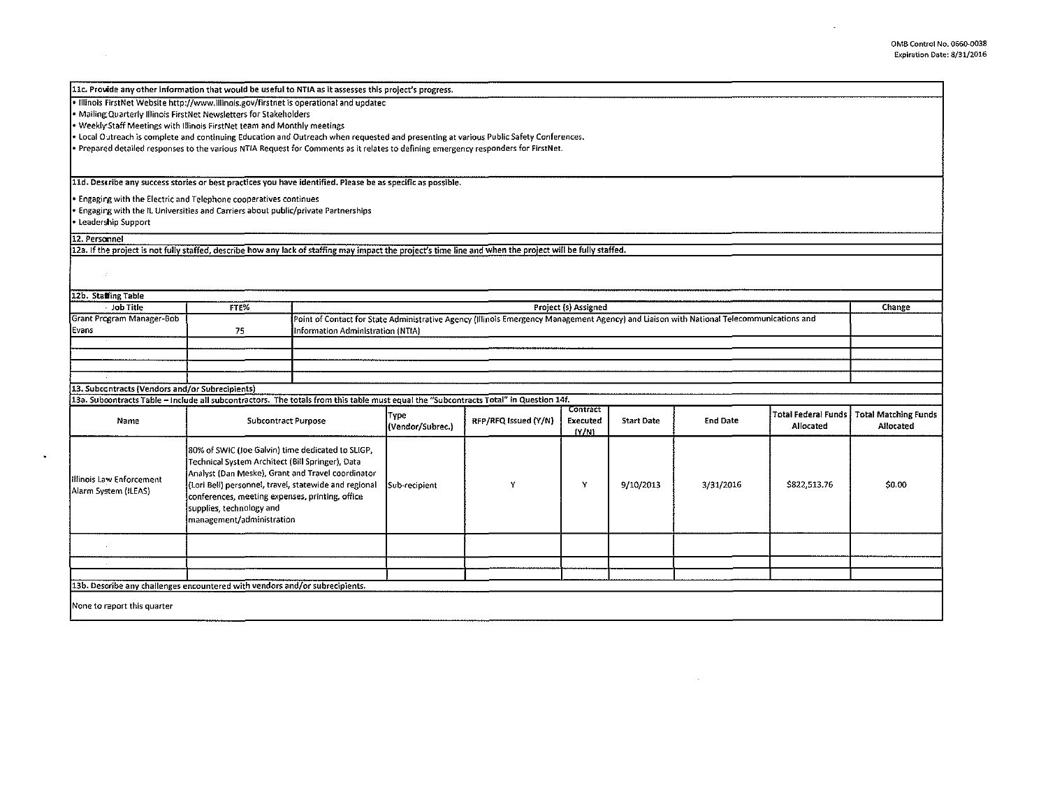11c. Provide any other information that would be useful to NTIA as it assesses this project's progress.

- Illinois FirstNet Website http://www.illinois.gov/firstnet is operational and updatec
- Mailing Quarterly Illinois FirstNet Newsletters for Stakeholders
- Weekly Staff Meetings with Illinois FirstNet team and Monthly meetings
- Local Outreach is complete and continuing Education and Outreach when requested and presenting at various Public Safety Conferences.
- Prepared detailed responses to the various NTIA Request for Comments as it relates to defining emergency responders for FirstNet.

11d. Describe any success stories or best practices you have identified. Please be as specific as possible.

- Engaging with the Electric and Telephone cooperatives continues
- Engaging with the IL Universities and Carriers about public/private Partnerships
- Leadership Support

12. Personnel

12a. If the project is not fully staffed, describe how any lack of staffing may impact the project's time line and when the project will be fully staffed.

12b. Staffing Table

| Job Title | FTE% | Project (s) Assigned | Change |
|---|---|---|---|
| Grant Program Manager-Bob Evans | 75 | Point of Contact for State Administrative Agency (Illinois Emergency Management Agency) and Liaison with National Telecommunications and Information Administration (NTIA) | |
| | | | |
| | | | |
| | | | |
| | | | |

13. Subcontracts (Vendors and/or Subrecipients)

13a. Subcontracts Table – Include all subcontractors. The totals from this table must equal the "Subcontracts Total" in Question 14f.

| Name | Subcontract Purpose | Type (Vendor/Subrec.) | RFP/RFQ Issued (Y/N) | Contract Executed (Y/N) | Start Date | End Date | Total Federal Funds Allocated | Total Matching Funds Allocated |
|---|---|---|---|---|---|---|---|---|
| Illinois Law Enforcement Alarm System (ILEAS) | 80% of SWIC (Joe Galvin) time dedicated to SLIGP, Technical System Architect (Bill Springer), Data Analyst (Dan Meske), Grant and Travel coordinator (Lori Bell) personnel, travel, statewide and regional conferences, meeting expenses, printing, office supplies, technology and management/administration | Sub-recipient | Y | Y | 9/10/2013 | 3/31/2016 | $822,513.76 | $0.00 |
| | | | | | | | | |
| | | | | | | | | |
| | | | | | | | | |

13b. Describe any challenges encountered with vendors and/or subrecipients.

None to report this quarter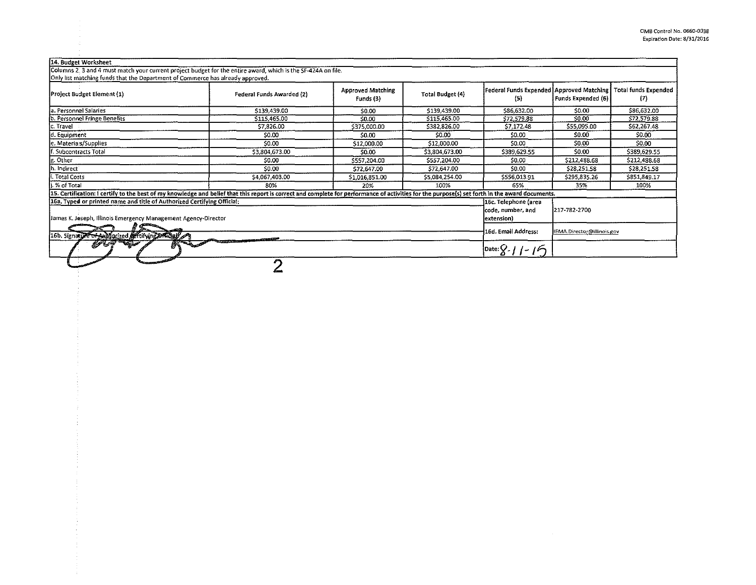OMB Control No. 0660-0038
Expiration Date: 8/31/2016

| 14. Budget Worksheet | | | | | | |
|---|---|---|---|---|---|---|
| Columns 2, 3 and 4 must match your current project budget for the entire award, which is the SF-424A on file. Only list matching funds that the Department of Commerce has already approved. | | | | | | |
| Project Budget Element (1) | Federal Funds Awarded (2) | Approved Matching Funds (3) | Total Budget (4) | Federal Funds Expended (5) | Approved Matching Funds Expended (6) | Total funds Expended (7) |
| a. Personnel Salaries | $139,439.00 | $0.00 | $139,439.00 | $86,632.00 | $0.00 | $86,632.00 |
| b. Personnel Fringe Benefits | $115,465.00 | $0.00 | $115,465.00 | $72,579.88 | $0.00 | $72,579.88 |
| c. Travel | $7,826.00 | $375,000.00 | $382,826.00 | $7,172.48 | $55,095.00 | $62,267.48 |
| d. Equipment | $0.00 | $0.00 | $0.00 | $0.00 | $0.00 | $0.00 |
| e. Materials/Supplies | $0.00 | $12,000.00 | $12,000.00 | $0.00 | $0.00 | $0.00 |
| f. Subcontracts Total | $3,804,673.00 | $0.00 | $3,804,673.00 | $389,629.55 | $0.00 | $389,629.55 |
| g. Other | $0.00 | $557,204.00 | $557,204.00 | $0.00 | $212,488.68 | $212,488.68 |
| h. Indirect | $0.00 | $72,647.00 | $72,647.00 | $0.00 | $28,251.58 | $28,251.58 |
| i. Total Costs | $4,067,403.00 | $1,016,851.00 | $5,084,254.00 | $556,013.91 | $295,835.26 | $851,849.17 |
| j. % of Total | 80% | 20% | 100% | 65% | 35% | 100% |

15. Certification: I certify to the best of my knowledge and belief that this report is correct and complete for performance of activities for the purpose(s) set forth in the award documents.

| | |
|---|---|
| 16a. Typed or printed name and title of Authorized Certifying Official: James K. Joseph, Illinois Emergency Management Agency-Director | 16c. Telephone (area code, number, and extension): 217-782-2700 |
| 16b. Signature of Authorized Certifying Official: [signature] | 16d. Email Address: IEMA.Director@illinois.gov |
| | Date: 8-11-15 |